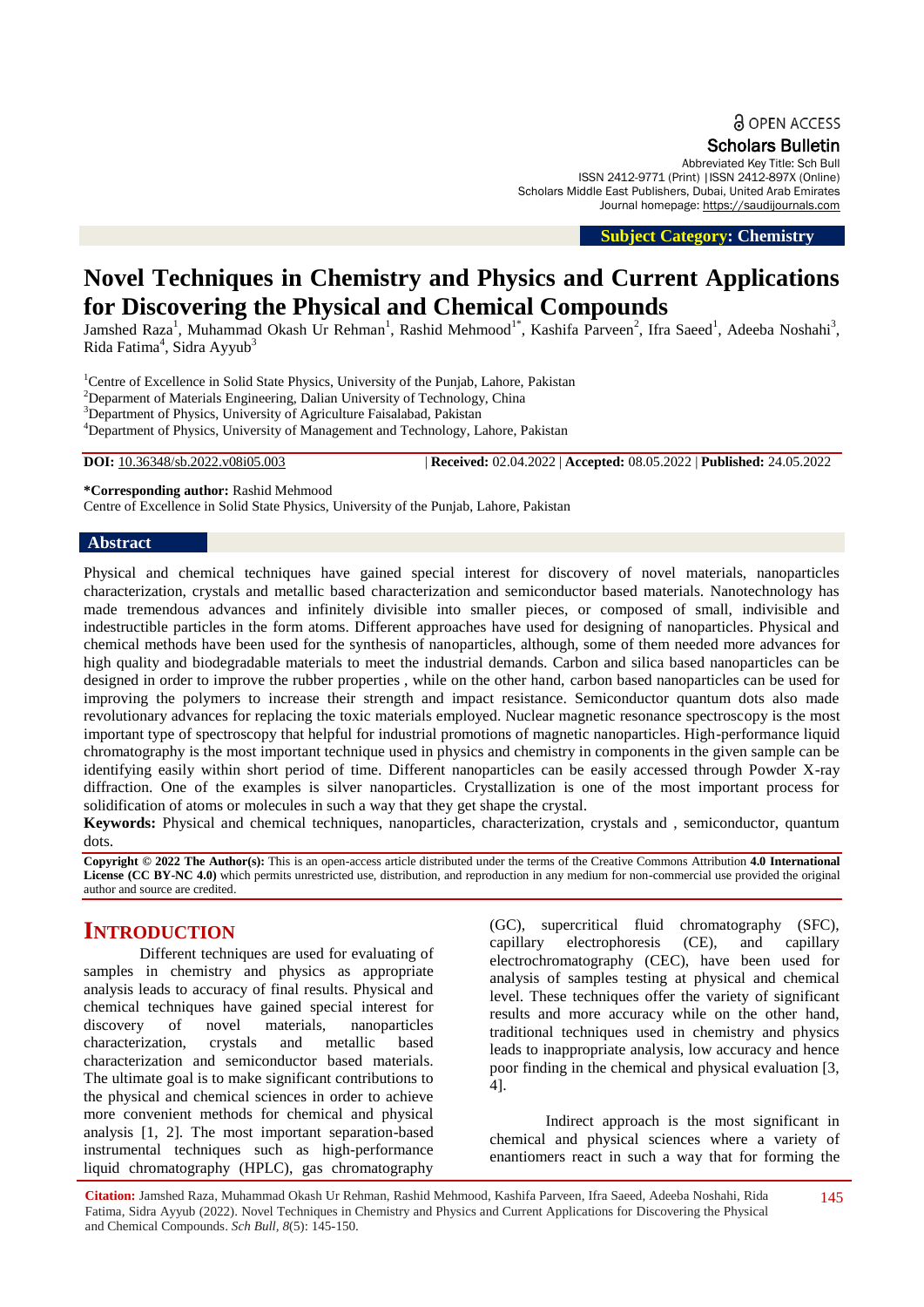Open Access
Scholars Bulletin
Abbreviated Key Title: Sch Bull
ISSN 2412-9771 (Print) |ISSN 2412-897X (Online)
Scholars Middle East Publishers, Dubai, United Arab Emirates
Journal homepage: https://saudijournals.com

**Subject Category: Chemistry**

# Novel Techniques in Chemistry and Physics and Current Applications for Discovering the Physical and Chemical Compounds

Jamshed Raza[1], Muhammad Okash Ur Rehman[1], Rashid Mehmood[1*], Kashifa Parveen[2], Ifra Saeed[1], Adeeba Noshahi[3], Rida Fatima[4], Sidra Ayyub[3]

[1]Centre of Excellence in Solid State Physics, University of the Punjab, Lahore, Pakistan
[2]Deparment of Materials Engineering, Dalian University of Technology, China
[3]Department of Physics, University of Agriculture Faisalabad, Pakistan
[4]Department of Physics, University of Management and Technology, Lahore, Pakistan

**DOI:** 10.36348/sb.2022.v08i05.003 | **Received:** 02.04.2022 | **Accepted:** 08.05.2022 | **Published:** 24.05.2022

**\*Corresponding author:** Rashid Mehmood
Centre of Excellence in Solid State Physics, University of the Punjab, Lahore, Pakistan

## Abstract

Physical and chemical techniques have gained special interest for discovery of novel materials, nanoparticles characterization, crystals and metallic based characterization and semiconductor based materials. Nanotechnology has made tremendous advances and infinitely divisible into smaller pieces, or composed of small, indivisible and indestructible particles in the form atoms. Different approaches have used for designing of nanoparticles. Physical and chemical methods have been used for the synthesis of nanoparticles, although, some of them needed more advances for high quality and biodegradable materials to meet the industrial demands. Carbon and silica based nanoparticles can be designed in order to improve the rubber properties , while on the other hand, carbon based nanoparticles can be used for improving the polymers to increase their strength and impact resistance. Semiconductor quantum dots also made revolutionary advances for replacing the toxic materials employed. Nuclear magnetic resonance spectroscopy is the most important type of spectroscopy that helpful for industrial promotions of magnetic nanoparticles. High-performance liquid chromatography is the most important technique used in physics and chemistry in components in the given sample can be identifying easily within short period of time. Different nanoparticles can be easily accessed through Powder X-ray diffraction. One of the examples is silver nanoparticles. Crystallization is one of the most important process for solidification of atoms or molecules in such a way that they get shape the crystal.

**Keywords:** Physical and chemical techniques, nanoparticles, characterization, crystals and , semiconductor, quantum dots.

**Copyright © 2022 The Author(s):** This is an open-access article distributed under the terms of the Creative Commons Attribution **4.0 International License (CC BY-NC 4.0)** which permits unrestricted use, distribution, and reproduction in any medium for non-commercial use provided the original author and source are credited.

## Introduction

Different techniques are used for evaluating of samples in chemistry and physics as appropriate analysis leads to accuracy of final results. Physical and chemical techniques have gained special interest for discovery of novel materials, nanoparticles characterization, crystals and metallic based characterization and semiconductor based materials. The ultimate goal is to make significant contributions to the physical and chemical sciences in order to achieve more convenient methods for chemical and physical analysis [1, 2]. The most important separation-based instrumental techniques such as high-performance liquid chromatography (HPLC), gas chromatography (GC), supercritical fluid chromatography (SFC), capillary electrophoresis (CE), and capillary electrochromatography (CEC), have been used for analysis of samples testing at physical and chemical level. These techniques offer the variety of significant results and more accuracy while on the other hand, traditional techniques used in chemistry and physics leads to inappropriate analysis, low accuracy and hence poor finding in the chemical and physical evaluation [3, 4].

Indirect approach is the most significant in chemical and physical sciences where a variety of enantiomers react in such a way that for forming the

**Citation:** Jamshed Raza, Muhammad Okash Ur Rehman, Rashid Mehmood, Kashifa Parveen, Ifra Saeed, Adeeba Noshahi, Rida Fatima, Sidra Ayyub (2022). Novel Techniques in Chemistry and Physics and Current Applications for Discovering the Physical and Chemical Compounds. *Sch Bull, 8*(5): 145-150.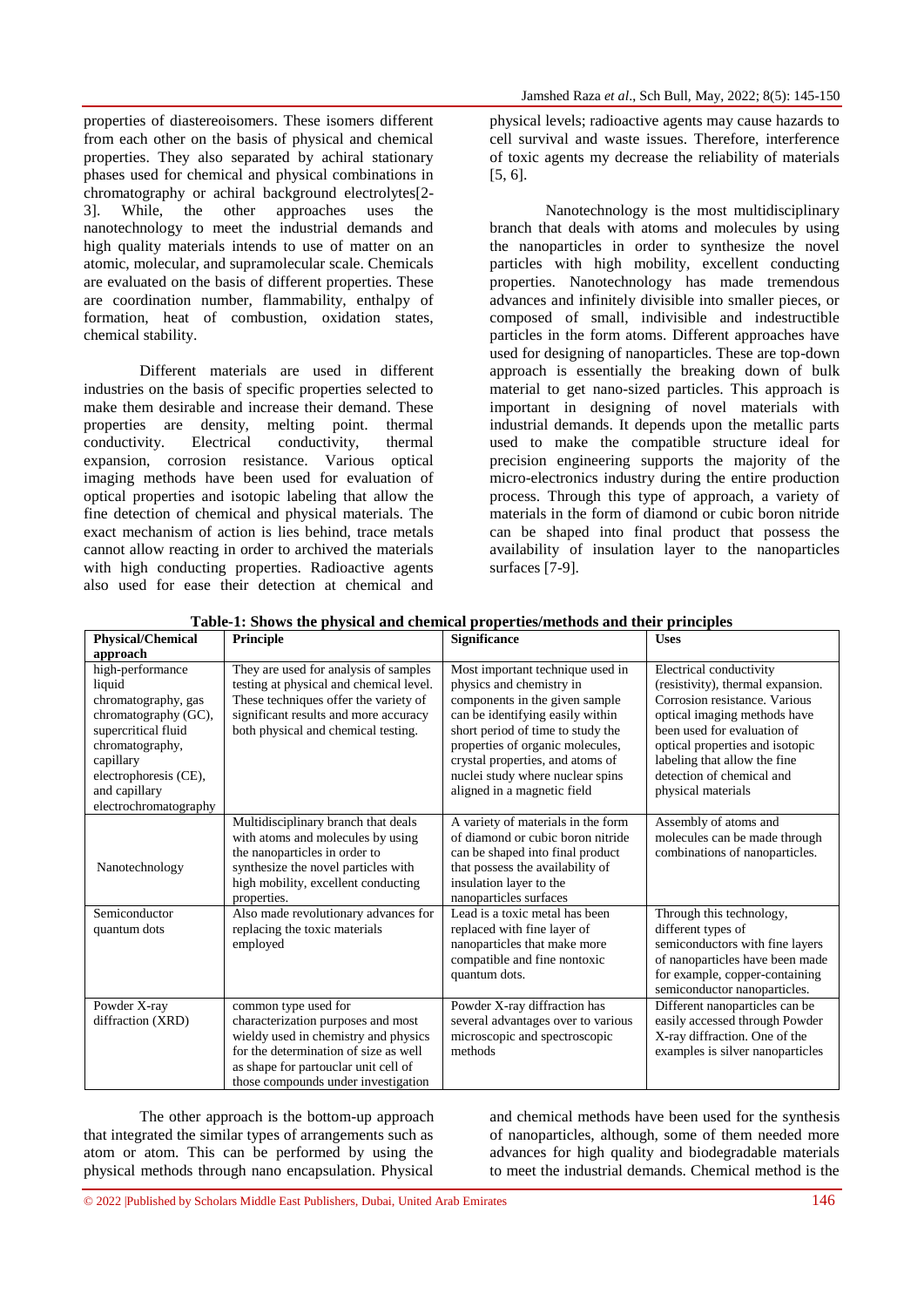properties of diastereoisomers. These isomers different from each other on the basis of physical and chemical properties. They also separated by achiral stationary phases used for chemical and physical combinations in chromatography or achiral background electrolytes[2-3]. While, the other approaches uses the nanotechnology to meet the industrial demands and high quality materials intends to use of matter on an atomic, molecular, and supramolecular scale. Chemicals are evaluated on the basis of different properties. These are coordination number, flammability, enthalpy of formation, heat of combustion, oxidation states, chemical stability.

Different materials are used in different industries on the basis of specific properties selected to make them desirable and increase their demand. These properties are density, melting point. thermal conductivity. Electrical conductivity, thermal expansion, corrosion resistance. Various optical imaging methods have been used for evaluation of optical properties and isotopic labeling that allow the fine detection of chemical and physical materials. The exact mechanism of action is lies behind, trace metals cannot allow reacting in order to archived the materials with high conducting properties. Radioactive agents also used for ease their detection at chemical and physical levels; radioactive agents may cause hazards to cell survival and waste issues. Therefore, interference of toxic agents my decrease the reliability of materials [5, 6].

Nanotechnology is the most multidisciplinary branch that deals with atoms and molecules by using the nanoparticles in order to synthesize the novel particles with high mobility, excellent conducting properties. Nanotechnology has made tremendous advances and infinitely divisible into smaller pieces, or composed of small, indivisible and indestructible particles in the form atoms. Different approaches have used for designing of nanoparticles. These are top-down approach is essentially the breaking down of bulk material to get nano-sized particles. This approach is important in designing of novel materials with industrial demands. It depends upon the metallic parts used to make the compatible structure ideal for precision engineering supports the majority of the micro-electronics industry during the entire production process. Through this type of approach, a variety of materials in the form of diamond or cubic boron nitride can be shaped into final product that possess the availability of insulation layer to the nanoparticles surfaces [7-9].

**Table-1: Shows the physical and chemical properties/methods and their principles**

| Physical/Chemical approach | Principle | Significance | Uses |
|---|---|---|---|
| high-performance liquid chromatography, gas chromatography (GC), supercritical fluid chromatography, capillary electrophoresis (CE), and capillary electrochromatography | They are used for analysis of samples testing at physical and chemical level. These techniques offer the variety of significant results and more accuracy both physical and chemical testing. | Most important technique used in physics and chemistry in components in the given sample can be identifying easily within short period of time to study the properties of organic molecules, crystal properties, and atoms of nuclei study where nuclear spins aligned in a magnetic field | Electrical conductivity (resistivity), thermal expansion. Corrosion resistance. Various optical imaging methods have been used for evaluation of optical properties and isotopic labeling that allow the fine detection of chemical and physical materials |
| Nanotechnology | Multidisciplinary branch that deals with atoms and molecules by using the nanoparticles in order to synthesize the novel particles with high mobility, excellent conducting properties. | A variety of materials in the form of diamond or cubic boron nitride can be shaped into final product that possess the availability of insulation layer to the nanoparticles surfaces | Assembly of atoms and molecules can be made through combinations of nanoparticles. |
| Semiconductor quantum dots | Also made revolutionary advances for replacing the toxic materials employed | Lead is a toxic metal has been replaced with fine layer of nanoparticles that make more compatible and fine nontoxic quantum dots. | Through this technology, different types of semiconductors with fine layers of nanoparticles have been made for example, copper-containing semiconductor nanoparticles. |
| Powder X-ray diffraction (XRD) | common type used for characterization purposes and most wieldy used in chemistry and physics for the determination of size as well as shape for partouclar unit cell of those compounds under investigation | Powder X-ray diffraction has several advantages over to various microscopic and spectroscopic methods | Different nanoparticles can be easily accessed through Powder X-ray diffraction. One of the examples is silver nanoparticles |

The other approach is the bottom-up approach that integrated the similar types of arrangements such as atom or atom. This can be performed by using the physical methods through nano encapsulation. Physical and chemical methods have been used for the synthesis of nanoparticles, although, some of them needed more advances for high quality and biodegradable materials to meet the industrial demands. Chemical method is the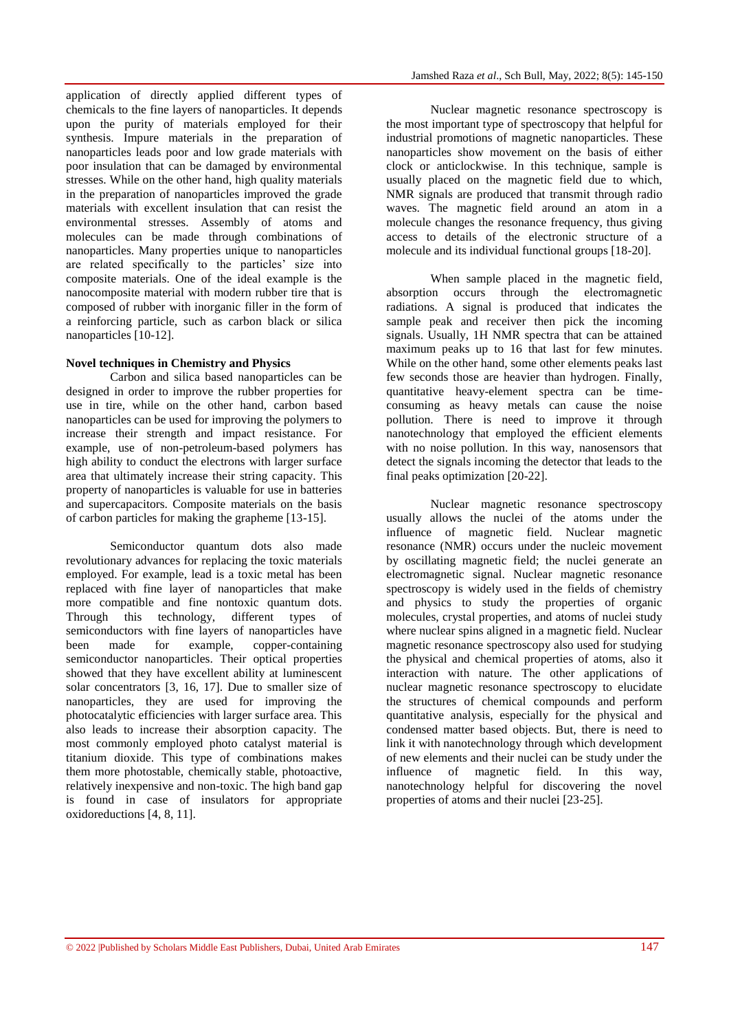application of directly applied different types of chemicals to the fine layers of nanoparticles. It depends upon the purity of materials employed for their synthesis. Impure materials in the preparation of nanoparticles leads poor and low grade materials with poor insulation that can be damaged by environmental stresses. While on the other hand, high quality materials in the preparation of nanoparticles improved the grade materials with excellent insulation that can resist the environmental stresses. Assembly of atoms and molecules can be made through combinations of nanoparticles. Many properties unique to nanoparticles are related specifically to the particles' size into composite materials. One of the ideal example is the nanocomposite material with modern rubber tire that is composed of rubber with inorganic filler in the form of a reinforcing particle, such as carbon black or silica nanoparticles [10-12].

**Novel techniques in Chemistry and Physics**

Carbon and silica based nanoparticles can be designed in order to improve the rubber properties for use in tire, while on the other hand, carbon based nanoparticles can be used for improving the polymers to increase their strength and impact resistance. For example, use of non-petroleum-based polymers has high ability to conduct the electrons with larger surface area that ultimately increase their string capacity. This property of nanoparticles is valuable for use in batteries and supercapacitors. Composite materials on the basis of carbon particles for making the grapheme [13-15].

Semiconductor quantum dots also made revolutionary advances for replacing the toxic materials employed. For example, lead is a toxic metal has been replaced with fine layer of nanoparticles that make more compatible and fine nontoxic quantum dots. Through this technology, different types of semiconductors with fine layers of nanoparticles have been made for example, copper-containing semiconductor nanoparticles. Their optical properties showed that they have excellent ability at luminescent solar concentrators [3, 16, 17]. Due to smaller size of nanoparticles, they are used for improving the photocatalytic efficiencies with larger surface area. This also leads to increase their absorption capacity. The most commonly employed photo catalyst material is titanium dioxide. This type of combinations makes them more photostable, chemically stable, photoactive, relatively inexpensive and non-toxic. The high band gap is found in case of insulators for appropriate oxidoreductions [4, 8, 11].

Nuclear magnetic resonance spectroscopy is the most important type of spectroscopy that helpful for industrial promotions of magnetic nanoparticles. These nanoparticles show movement on the basis of either clock or anticlockwise. In this technique, sample is usually placed on the magnetic field due to which, NMR signals are produced that transmit through radio waves. The magnetic field around an atom in a molecule changes the resonance frequency, thus giving access to details of the electronic structure of a molecule and its individual functional groups [18-20].

When sample placed in the magnetic field, absorption occurs through the electromagnetic radiations. A signal is produced that indicates the sample peak and receiver then pick the incoming signals. Usually, 1H NMR spectra that can be attained maximum peaks up to 16 that last for few minutes. While on the other hand, some other elements peaks last few seconds those are heavier than hydrogen. Finally, quantitative heavy-element spectra can be time-consuming as heavy metals can cause the noise pollution. There is need to improve it through nanotechnology that employed the efficient elements with no noise pollution. In this way, nanosensors that detect the signals incoming the detector that leads to the final peaks optimization [20-22].

Nuclear magnetic resonance spectroscopy usually allows the nuclei of the atoms under the influence of magnetic field. Nuclear magnetic resonance (NMR) occurs under the nucleic movement by oscillating magnetic field; the nuclei generate an electromagnetic signal. Nuclear magnetic resonance spectroscopy is widely used in the fields of chemistry and physics to study the properties of organic molecules, crystal properties, and atoms of nuclei study where nuclear spins aligned in a magnetic field. Nuclear magnetic resonance spectroscopy also used for studying the physical and chemical properties of atoms, also it interaction with nature. The other applications of nuclear magnetic resonance spectroscopy to elucidate the structures of chemical compounds and perform quantitative analysis, especially for the physical and condensed matter based objects. But, there is need to link it with nanotechnology through which development of new elements and their nuclei can be study under the influence of magnetic field. In this way, nanotechnology helpful for discovering the novel properties of atoms and their nuclei [23-25].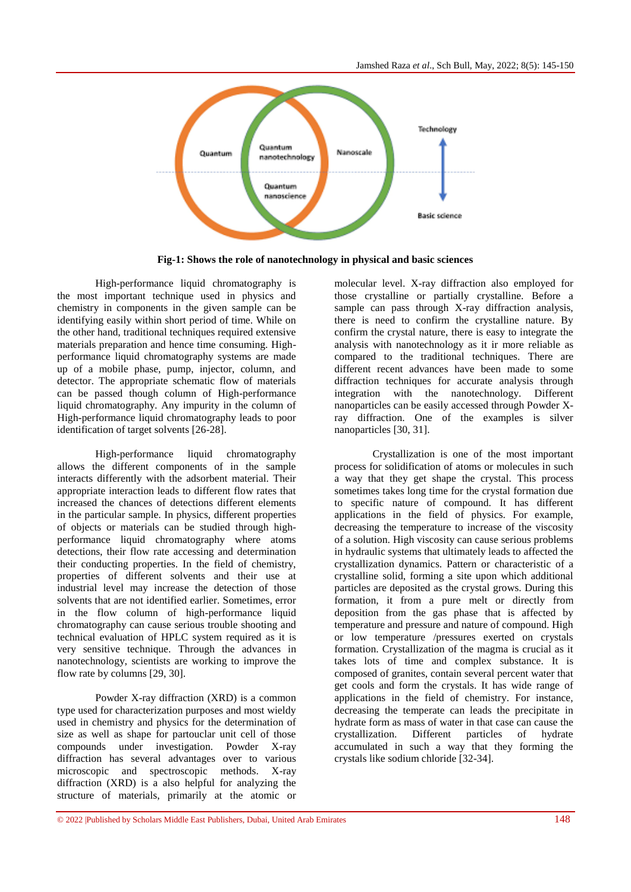**Fig-1: Shows the role of nanotechnology in physical and basic sciences**

High-performance liquid chromatography is the most important technique used in physics and chemistry in components in the given sample can be identifying easily within short period of time. While on the other hand, traditional techniques required extensive materials preparation and hence time consuming. High-performance liquid chromatography systems are made up of a mobile phase, pump, injector, column, and detector. The appropriate schematic flow of materials can be passed though column of High-performance liquid chromatography. Any impurity in the column of High-performance liquid chromatography leads to poor identification of target solvents [26-28].

High-performance liquid chromatography allows the different components of in the sample interacts differently with the adsorbent material. Their appropriate interaction leads to different flow rates that increased the chances of detections different elements in the particular sample. In physics, different properties of objects or materials can be studied through high-performance liquid chromatography where atoms detections, their flow rate accessing and determination their conducting properties. In the field of chemistry, properties of different solvents and their use at industrial level may increase the detection of those solvents that are not identified earlier. Sometimes, error in the flow column of high-performance liquid chromatography can cause serious trouble shooting and technical evaluation of HPLC system required as it is very sensitive technique. Through the advances in nanotechnology, scientists are working to improve the flow rate by columns [29, 30].

Powder X-ray diffraction (XRD) is a common type used for characterization purposes and most wieldy used in chemistry and physics for the determination of size as well as shape for partouclar unit cell of those compounds under investigation. Powder X-ray diffraction has several advantages over to various microscopic and spectroscopic methods. X-ray diffraction (XRD) is a also helpful for analyzing the structure of materials, primarily at the atomic or molecular level. X-ray diffraction also employed for those crystalline or partially crystalline. Before a sample can pass through X-ray diffraction analysis, there is need to confirm the crystalline nature. By confirm the crystal nature, there is easy to integrate the analysis with nanotechnology as it ir more reliable as compared to the traditional techniques. There are different recent advances have been made to some diffraction techniques for accurate analysis through integration with the nanotechnology. Different nanoparticles can be easily accessed through Powder X-ray diffraction. One of the examples is silver nanoparticles [30, 31].

Crystallization is one of the most important process for solidification of atoms or molecules in such a way that they get shape the crystal. This process sometimes takes long time for the crystal formation due to specific nature of compound. It has different applications in the field of physics. For example, decreasing the temperature to increase of the viscosity of a solution. High viscosity can cause serious problems in hydraulic systems that ultimately leads to affected the crystallization dynamics. Pattern or characteristic of a crystalline solid, forming a site upon which additional particles are deposited as the crystal grows. During this formation, it from a pure melt or directly from deposition from the gas phase that is affected by temperature and pressure and nature of compound. High or low temperature /pressures exerted on crystals formation. Crystallization of the magma is crucial as it takes lots of time and complex substance. It is composed of granites, contain several percent water that get cools and form the crystals. It has wide range of applications in the field of chemistry. For instance, decreasing the temperate can leads the precipitate in hydrate form as mass of water in that case can cause the crystallization. Different particles of hydrate accumulated in such a way that they forming the crystals like sodium chloride [32-34].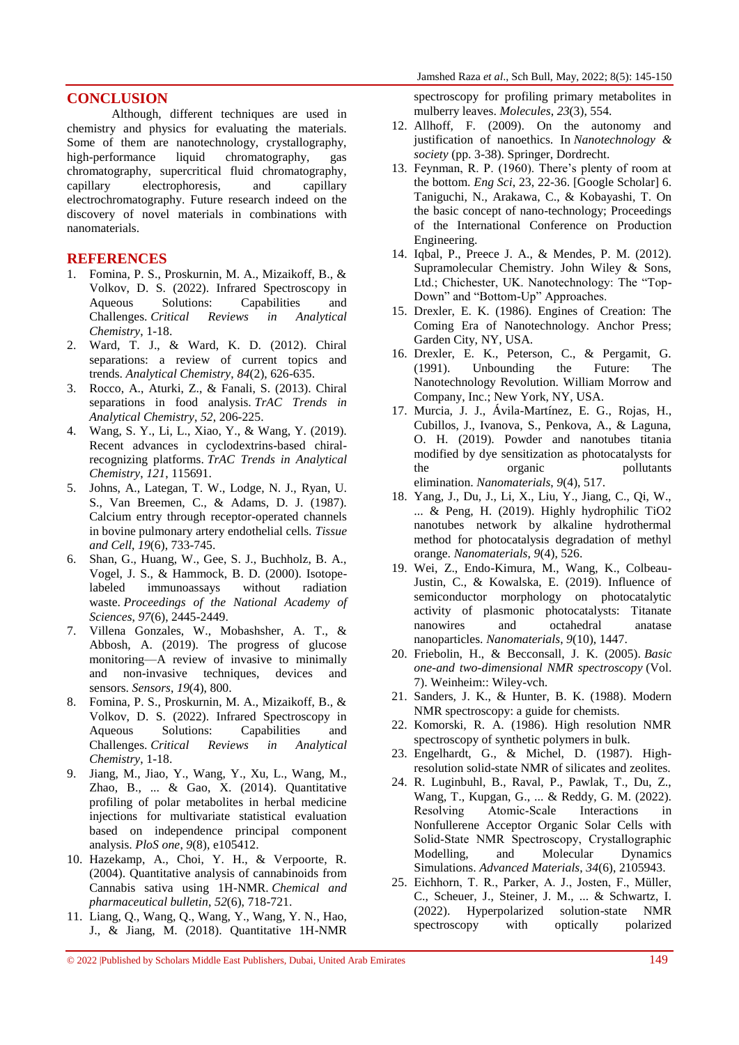## CONCLUSION

Although, different techniques are used in chemistry and physics for evaluating the materials. Some of them are nanotechnology, crystallography, high-performance liquid chromatography, gas chromatography, supercritical fluid chromatography, capillary electrophoresis, and capillary electrochromatography. Future research indeed on the discovery of novel materials in combinations with nanomaterials.

## REFERENCES

1. Fomina, P. S., Proskurnin, M. A., Mizaikoff, B., & Volkov, D. S. (2022). Infrared Spectroscopy in Aqueous Solutions: Capabilities and Challenges. *Critical Reviews in Analytical Chemistry*, 1-18.
2. Ward, T. J., & Ward, K. D. (2012). Chiral separations: a review of current topics and trends. *Analytical Chemistry*, *84*(2), 626-635.
3. Rocco, A., Aturki, Z., & Fanali, S. (2013). Chiral separations in food analysis. *TrAC Trends in Analytical Chemistry*, *52*, 206-225.
4. Wang, S. Y., Li, L., Xiao, Y., & Wang, Y. (2019). Recent advances in cyclodextrins-based chiral-recognizing platforms. *TrAC Trends in Analytical Chemistry*, *121*, 115691.
5. Johns, A., Lategan, T. W., Lodge, N. J., Ryan, U. S., Van Breemen, C., & Adams, D. J. (1987). Calcium entry through receptor-operated channels in bovine pulmonary artery endothelial cells. *Tissue and Cell*, *19*(6), 733-745.
6. Shan, G., Huang, W., Gee, S. J., Buchholz, B. A., Vogel, J. S., & Hammock, B. D. (2000). Isotope-labeled immunoassays without radiation waste. *Proceedings of the National Academy of Sciences*, *97*(6), 2445-2449.
7. Villena Gonzales, W., Mobashsher, A. T., & Abbosh, A. (2019). The progress of glucose monitoring—A review of invasive to minimally and non-invasive techniques, devices and sensors. *Sensors*, *19*(4), 800.
8. Fomina, P. S., Proskurnin, M. A., Mizaikoff, B., & Volkov, D. S. (2022). Infrared Spectroscopy in Aqueous Solutions: Capabilities and Challenges. *Critical Reviews in Analytical Chemistry*, 1-18.
9. Jiang, M., Jiao, Y., Wang, Y., Xu, L., Wang, M., Zhao, B., ... & Gao, X. (2014). Quantitative profiling of polar metabolites in herbal medicine injections for multivariate statistical evaluation based on independence principal component analysis. *PloS one*, *9*(8), e105412.
10. Hazekamp, A., Choi, Y. H., & Verpoorte, R. (2004). Quantitative analysis of cannabinoids from Cannabis sativa using 1H-NMR. *Chemical and pharmaceutical bulletin*, *52*(6), 718-721.
11. Liang, Q., Wang, Q., Wang, Y., Wang, Y. N., Hao, J., & Jiang, M. (2018). Quantitative 1H-NMR spectroscopy for profiling primary metabolites in mulberry leaves. *Molecules*, *23*(3), 554.
12. Allhoff, F. (2009). On the autonomy and justification of nanoethics. In *Nanotechnology & society* (pp. 3-38). Springer, Dordrecht.
13. Feynman, R. P. (1960). There's plenty of room at the bottom. *Eng Sci*, 23, 22-36. [Google Scholar] 6. Taniguchi, N., Arakawa, C., & Kobayashi, T. On the basic concept of nano-technology; Proceedings of the International Conference on Production Engineering.
14. Iqbal, P., Preece J. A., & Mendes, P. M. (2012). Supramolecular Chemistry. John Wiley & Sons, Ltd.; Chichester, UK. Nanotechnology: The "Top-Down" and "Bottom-Up" Approaches.
15. Drexler, E. K. (1986). Engines of Creation: The Coming Era of Nanotechnology. Anchor Press; Garden City, NY, USA.
16. Drexler, E. K., Peterson, C., & Pergamit, G. (1991). Unbounding the Future: The Nanotechnology Revolution. William Morrow and Company, Inc.; New York, NY, USA.
17. Murcia, J. J., Ávila-Martínez, E. G., Rojas, H., Cubillos, J., Ivanova, S., Penkova, A., & Laguna, O. H. (2019). Powder and nanotubes titania modified by dye sensitization as photocatalysts for the organic pollutants elimination. *Nanomaterials*, *9*(4), 517.
18. Yang, J., Du, J., Li, X., Liu, Y., Jiang, C., Qi, W., ... & Peng, H. (2019). Highly hydrophilic TiO2 nanotubes network by alkaline hydrothermal method for photocatalysis degradation of methyl orange. *Nanomaterials*, *9*(4), 526.
19. Wei, Z., Endo-Kimura, M., Wang, K., Colbeau-Justin, C., & Kowalska, E. (2019). Influence of semiconductor morphology on photocatalytic activity of plasmonic photocatalysts: Titanate nanowires and octahedral anatase nanoparticles. *Nanomaterials*, *9*(10), 1447.
20. Friebolin, H., & Becconsall, J. K. (2005). *Basic one-and two-dimensional NMR spectroscopy* (Vol. 7). Weinheim:: Wiley-vch.
21. Sanders, J. K., & Hunter, B. K. (1988). Modern NMR spectroscopy: a guide for chemists.
22. Komorski, R. A. (1986). High resolution NMR spectroscopy of synthetic polymers in bulk.
23. Engelhardt, G., & Michel, D. (1987). High-resolution solid-state NMR of silicates and zeolites.
24. R. Luginbuhl, B., Raval, P., Pawlak, T., Du, Z., Wang, T., Kupgan, G., ... & Reddy, G. M. (2022). Resolving Atomic-Scale Interactions in Nonfullerene Acceptor Organic Solar Cells with Solid-State NMR Spectroscopy, Crystallographic Modelling, and Molecular Dynamics Simulations. *Advanced Materials*, *34*(6), 2105943.
25. Eichhorn, T. R., Parker, A. J., Josten, F., Müller, C., Scheuer, J., Steiner, J. M., ... & Schwartz, I. (2022). Hyperpolarized solution-state NMR spectroscopy with optically polarized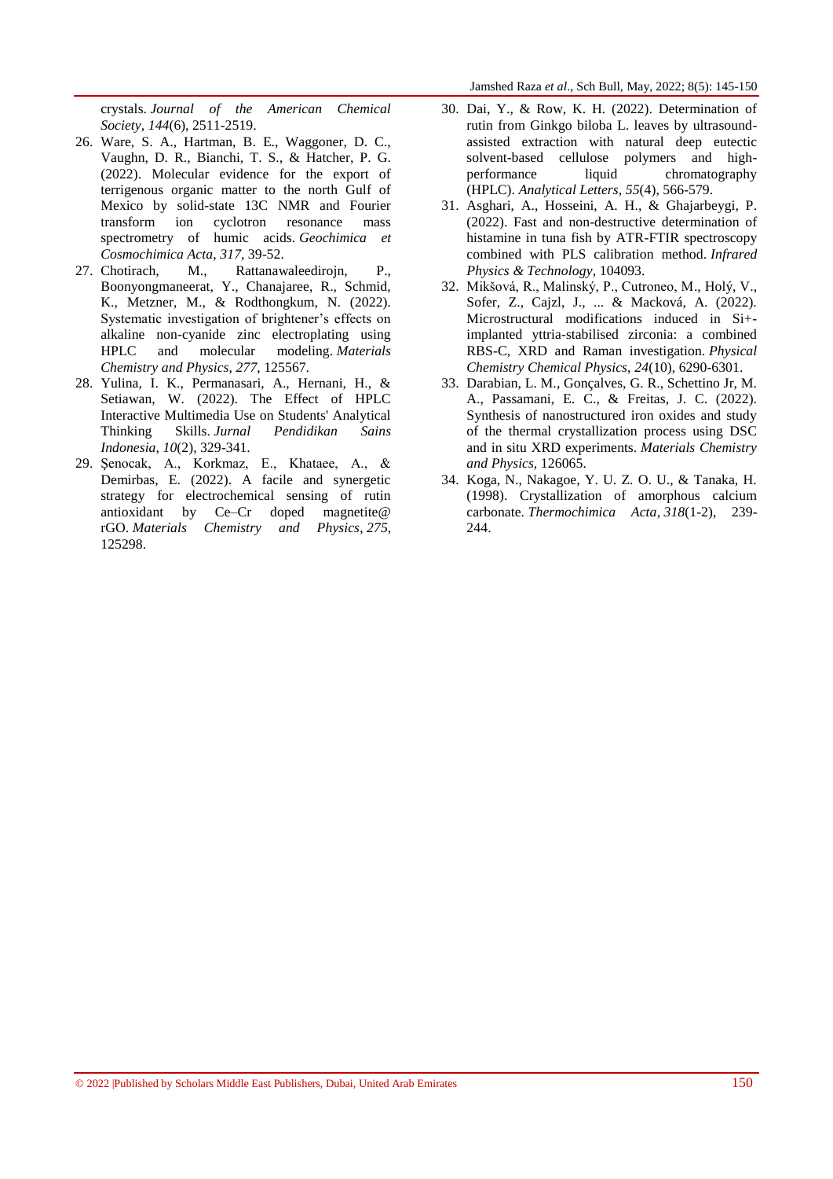crystals. *Journal of the American Chemical Society*, *144*(6), 2511-2519.

26. Ware, S. A., Hartman, B. E., Waggoner, D. C., Vaughn, D. R., Bianchi, T. S., & Hatcher, P. G. (2022). Molecular evidence for the export of terrigenous organic matter to the north Gulf of Mexico by solid-state 13C NMR and Fourier transform ion cyclotron resonance mass spectrometry of humic acids. *Geochimica et Cosmochimica Acta*, *317*, 39-52.
27. Chotirach, M., Rattanawaleedirojn, P., Boonyongmaneerat, Y., Chanajaree, R., Schmid, K., Metzner, M., & Rodthongkum, N. (2022). Systematic investigation of brightener's effects on alkaline non-cyanide zinc electroplating using HPLC and molecular modeling. *Materials Chemistry and Physics*, *277*, 125567.
28. Yulina, I. K., Permanasari, A., Hernani, H., & Setiawan, W. (2022). The Effect of HPLC Interactive Multimedia Use on Students' Analytical Thinking Skills. *Jurnal Pendidikan Sains Indonesia*, *10*(2), 329-341.
29. Şenocak, A., Korkmaz, E., Khataee, A., & Demirbas, E. (2022). A facile and synergetic strategy for electrochemical sensing of rutin antioxidant by Ce–Cr doped magnetite@ rGO. *Materials Chemistry and Physics*, *275*, 125298.
30. Dai, Y., & Row, K. H. (2022). Determination of rutin from Ginkgo biloba L. leaves by ultrasound-assisted extraction with natural deep eutectic solvent-based cellulose polymers and high-performance liquid chromatography (HPLC). *Analytical Letters*, *55*(4), 566-579.
31. Asghari, A., Hosseini, A. H., & Ghajarbeygi, P. (2022). Fast and non-destructive determination of histamine in tuna fish by ATR-FTIR spectroscopy combined with PLS calibration method. *Infrared Physics & Technology*, 104093.
32. Mikšová, R., Malinský, P., Cutroneo, M., Holý, V., Sofer, Z., Cajzl, J., ... & Macková, A. (2022). Microstructural modifications induced in Si+-implanted yttria-stabilised zirconia: a combined RBS-C, XRD and Raman investigation. *Physical Chemistry Chemical Physics*, *24*(10), 6290-6301.
33. Darabian, L. M., Gonçalves, G. R., Schettino Jr, M. A., Passamani, E. C., & Freitas, J. C. (2022). Synthesis of nanostructured iron oxides and study of the thermal crystallization process using DSC and in situ XRD experiments. *Materials Chemistry and Physics*, 126065.
34. Koga, N., Nakagoe, Y. U. Z. O. U., & Tanaka, H. (1998). Crystallization of amorphous calcium carbonate. *Thermochimica Acta*, *318*(1-2), 239-244.